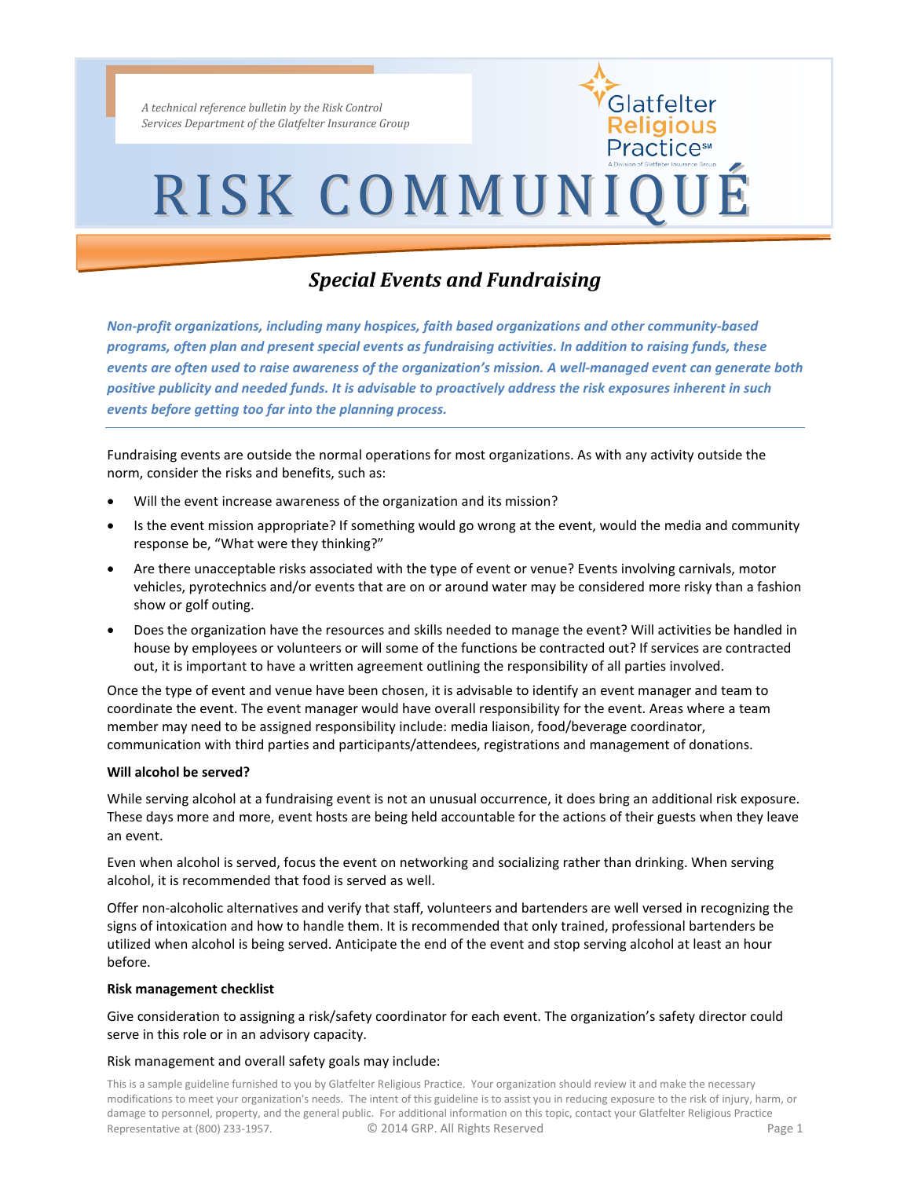*A technical reference bulletin by the Risk Control Services Department of the Glatfelter Insurance Group*

Glatfelter Religious Practice℠
A Division of Glatfelter Insurance Group

# RISK COMMUNIQUÉ

## *Special Events and Fundraising*

***Non-profit organizations, including many hospices, faith based organizations and other community-based programs, often plan and present special events as fundraising activities. In addition to raising funds, these events are often used to raise awareness of the organization's mission. A well-managed event can generate both positive publicity and needed funds. It is advisable to proactively address the risk exposures inherent in such events before getting too far into the planning process.***

Fundraising events are outside the normal operations for most organizations. As with any activity outside the norm, consider the risks and benefits, such as:

- Will the event increase awareness of the organization and its mission?
- Is the event mission appropriate? If something would go wrong at the event, would the media and community response be, "What were they thinking?"
- Are there unacceptable risks associated with the type of event or venue? Events involving carnivals, motor vehicles, pyrotechnics and/or events that are on or around water may be considered more risky than a fashion show or golf outing.
- Does the organization have the resources and skills needed to manage the event? Will activities be handled in house by employees or volunteers or will some of the functions be contracted out? If services are contracted out, it is important to have a written agreement outlining the responsibility of all parties involved.

Once the type of event and venue have been chosen, it is advisable to identify an event manager and team to coordinate the event. The event manager would have overall responsibility for the event. Areas where a team member may need to be assigned responsibility include: media liaison, food/beverage coordinator, communication with third parties and participants/attendees, registrations and management of donations.

**Will alcohol be served?**

While serving alcohol at a fundraising event is not an unusual occurrence, it does bring an additional risk exposure. These days more and more, event hosts are being held accountable for the actions of their guests when they leave an event.

Even when alcohol is served, focus the event on networking and socializing rather than drinking. When serving alcohol, it is recommended that food is served as well.

Offer non-alcoholic alternatives and verify that staff, volunteers and bartenders are well versed in recognizing the signs of intoxication and how to handle them. It is recommended that only trained, professional bartenders be utilized when alcohol is being served. Anticipate the end of the event and stop serving alcohol at least an hour before.

**Risk management checklist**

Give consideration to assigning a risk/safety coordinator for each event. The organization's safety director could serve in this role or in an advisory capacity.

Risk management and overall safety goals may include:

This is a sample guideline furnished to you by Glatfelter Religious Practice. Your organization should review it and make the necessary modifications to meet your organization's needs. The intent of this guideline is to assist you in reducing exposure to the risk of injury, harm, or damage to personnel, property, and the general public. For additional information on this topic, contact your Glatfelter Religious Practice Representative at (800) 233-1957. © 2014 GRP. All Rights Reserved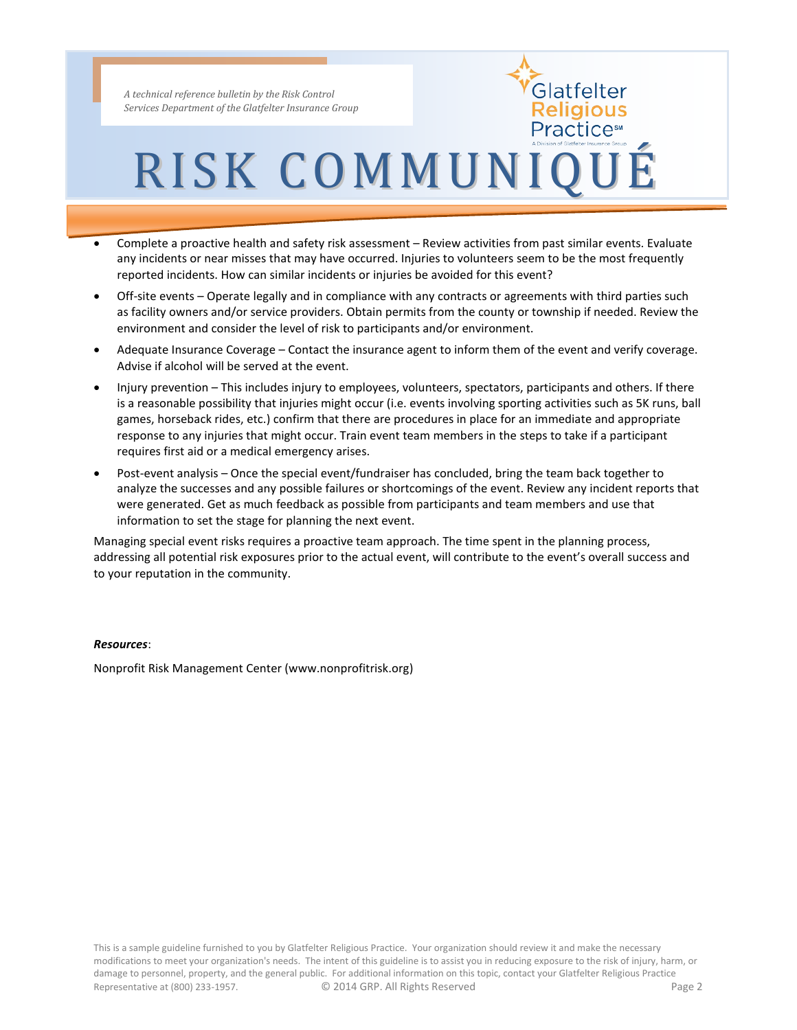- Complete a proactive health and safety risk assessment – Review activities from past similar events. Evaluate any incidents or near misses that may have occurred. Injuries to volunteers seem to be the most frequently reported incidents. How can similar incidents or injuries be avoided for this event?
- Off-site events – Operate legally and in compliance with any contracts or agreements with third parties such as facility owners and/or service providers. Obtain permits from the county or township if needed. Review the environment and consider the level of risk to participants and/or environment.
- Adequate Insurance Coverage – Contact the insurance agent to inform them of the event and verify coverage. Advise if alcohol will be served at the event.
- Injury prevention – This includes injury to employees, volunteers, spectators, participants and others. If there is a reasonable possibility that injuries might occur (i.e. events involving sporting activities such as 5K runs, ball games, horseback rides, etc.) confirm that there are procedures in place for an immediate and appropriate response to any injuries that might occur. Train event team members in the steps to take if a participant requires first aid or a medical emergency arises.
- Post-event analysis – Once the special event/fundraiser has concluded, bring the team back together to analyze the successes and any possible failures or shortcomings of the event. Review any incident reports that were generated. Get as much feedback as possible from participants and team members and use that information to set the stage for planning the next event.

Managing special event risks requires a proactive team approach. The time spent in the planning process, addressing all potential risk exposures prior to the actual event, will contribute to the event's overall success and to your reputation in the community.

***Resources***:

Nonprofit Risk Management Center (www.nonprofitrisk.org)

This is a sample guideline furnished to you by Glatfelter Religious Practice. Your organization should review it and make the necessary modifications to meet your organization's needs. The intent of this guideline is to assist you in reducing exposure to the risk of injury, harm, or damage to personnel, property, and the general public. For additional information on this topic, contact your Glatfelter Religious Practice Representative at (800) 233-1957.

© 2014 GRP. All Rights Reserved